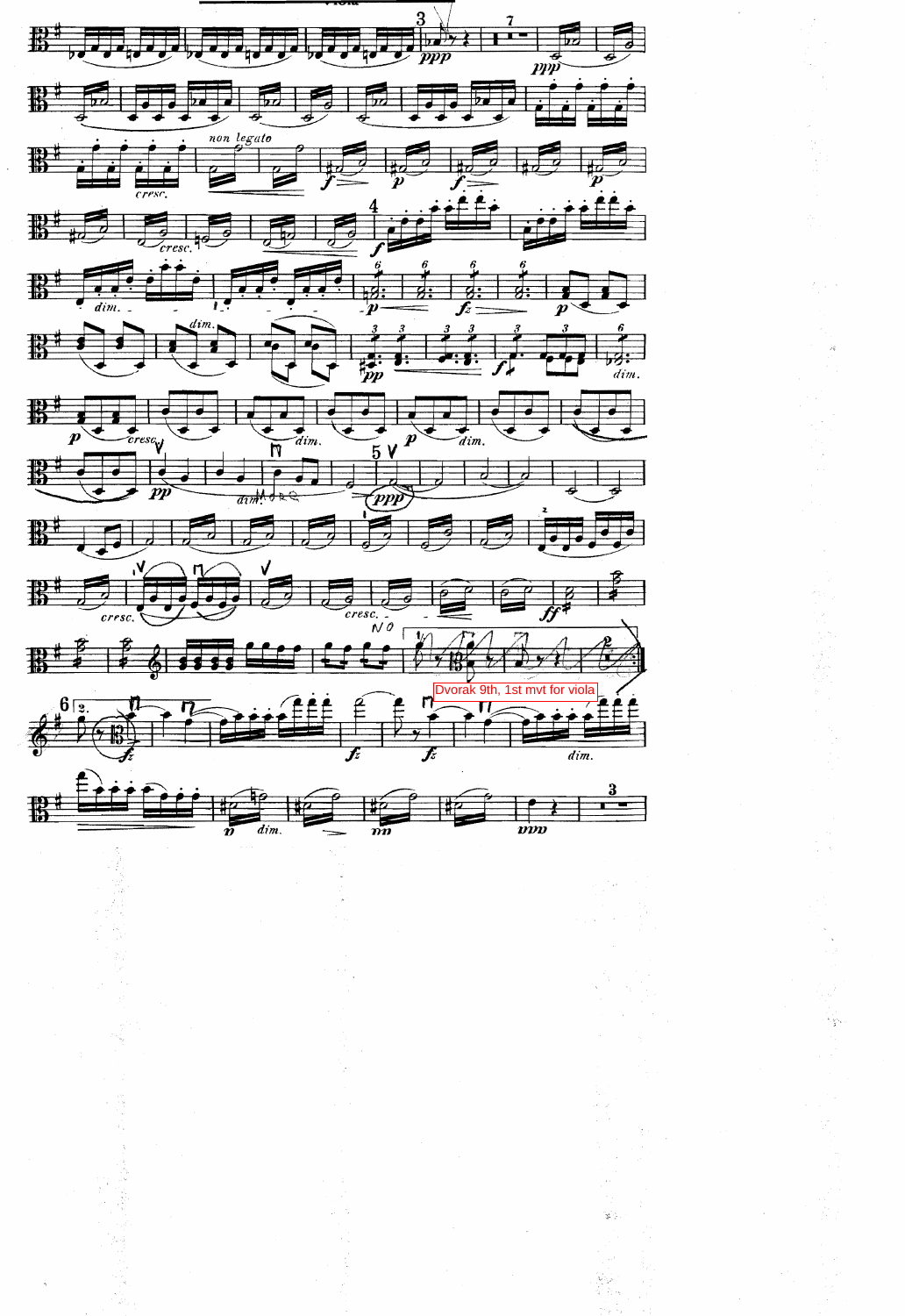Dvorak 9th, 1st mvt for viola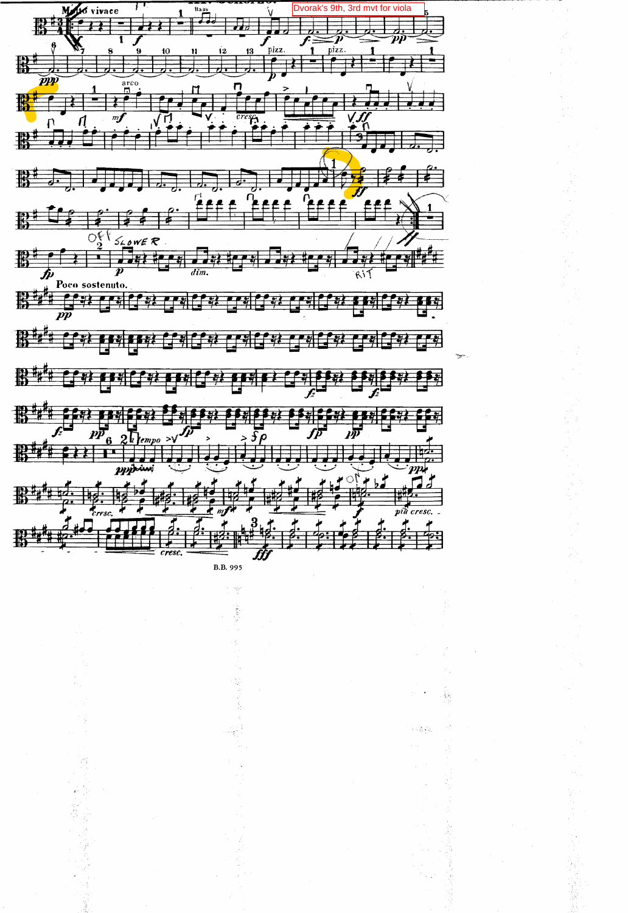Dvorak's 9th, 3rd mvt for viola

Molto vivace

Poco sostenuto.

B.B. 995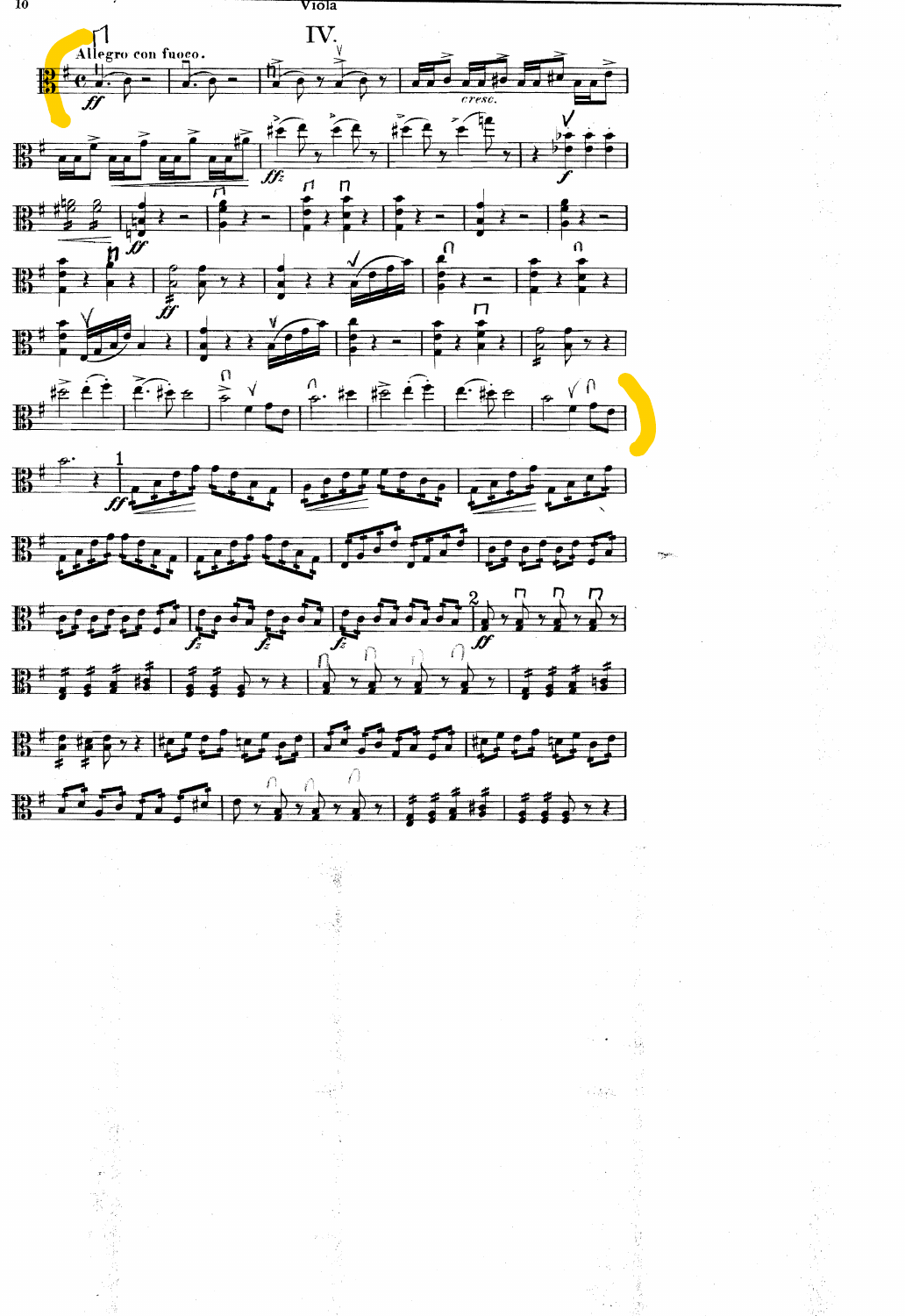# IV.

Allegro con fuoco.